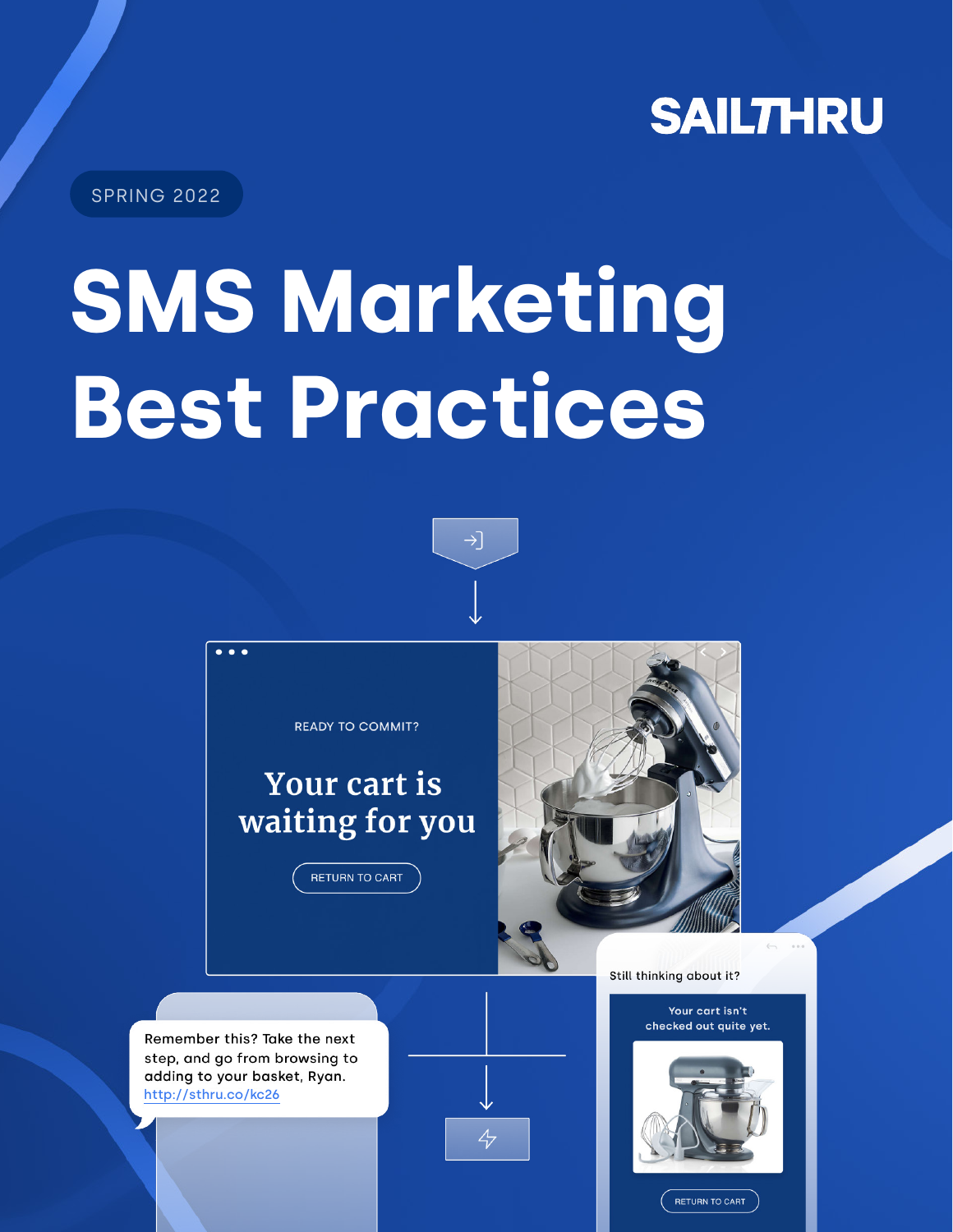SAILTHRU

SPRING 2022

# SMS Marketing Best Practices

READY TO COMMIT?

Your cart is waiting for you

RETURN TO CART

Remember this? Take the next step, and go from browsing to adding to your basket, Ryan. http://sthru.co/kc26

Still thinking about it?

Your cart isn't checked out quite yet.

RETURN TO CART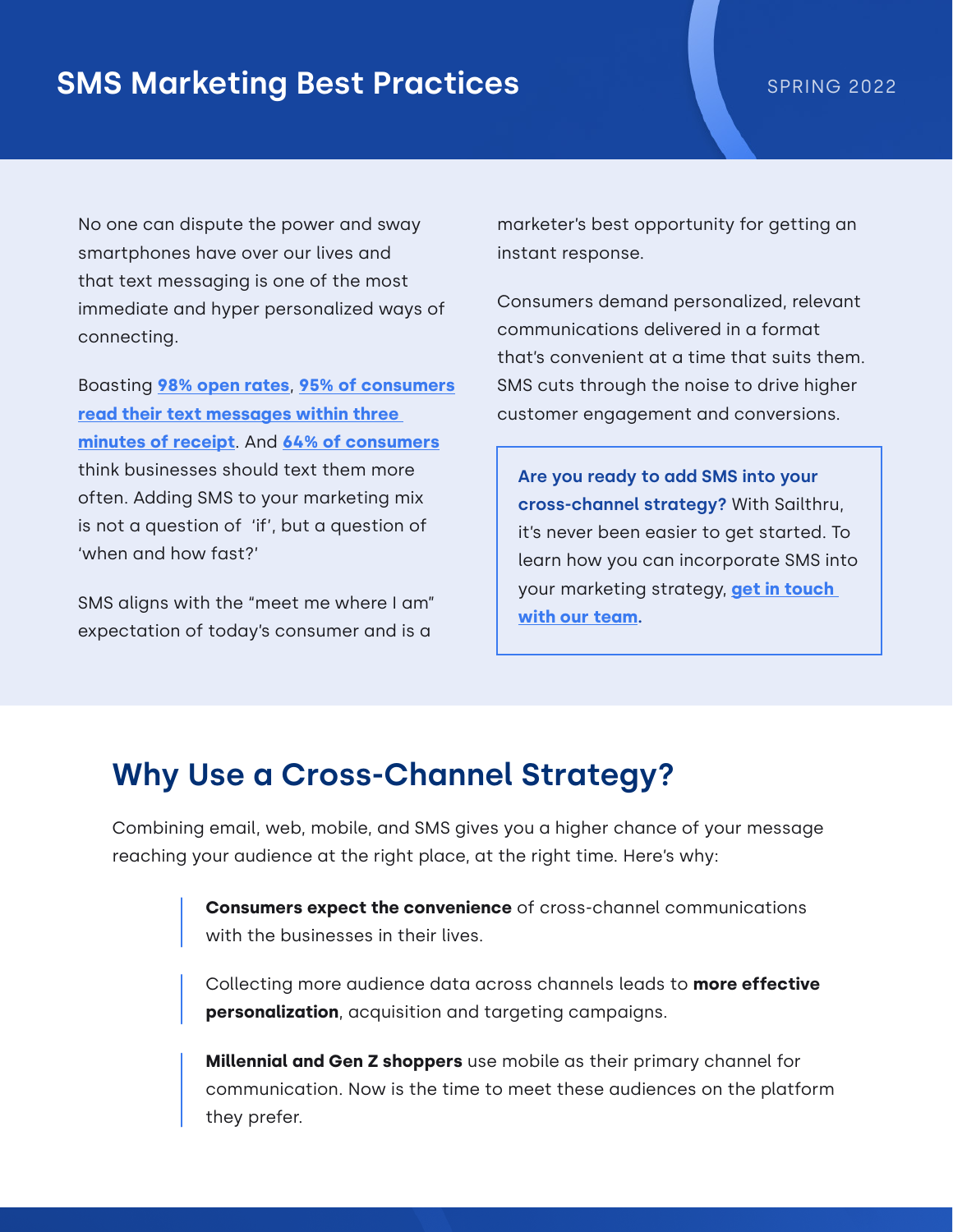## SMS Marketing Best Practices

SPRING 2022

No one can dispute the power and sway smartphones have over our lives and that text messaging is one of the most immediate and hyper personalized ways of connecting.

Boasting **98% open rates**, **95% of consumers read their text messages within three minutes of receipt**. And **64% of consumers** think businesses should text them more often. Adding SMS to your marketing mix is not a question of 'if', but a question of 'when and how fast?'

SMS aligns with the "meet me where I am" expectation of today's consumer and is a marketer's best opportunity for getting an instant response.

Consumers demand personalized, relevant communications delivered in a format that's convenient at a time that suits them. SMS cuts through the noise to drive higher customer engagement and conversions.

**Are you ready to add SMS into your cross-channel strategy?** With Sailthru, it's never been easier to get started. To learn how you can incorporate SMS into your marketing strategy, **get in touch with our team.**

## Why Use a Cross-Channel Strategy?

Combining email, web, mobile, and SMS gives you a higher chance of your message reaching your audience at the right place, at the right time. Here's why:

**Consumers expect the convenience** of cross-channel communications with the businesses in their lives.

Collecting more audience data across channels leads to **more effective personalization**, acquisition and targeting campaigns.

**Millennial and Gen Z shoppers** use mobile as their primary channel for communication. Now is the time to meet these audiences on the platform they prefer.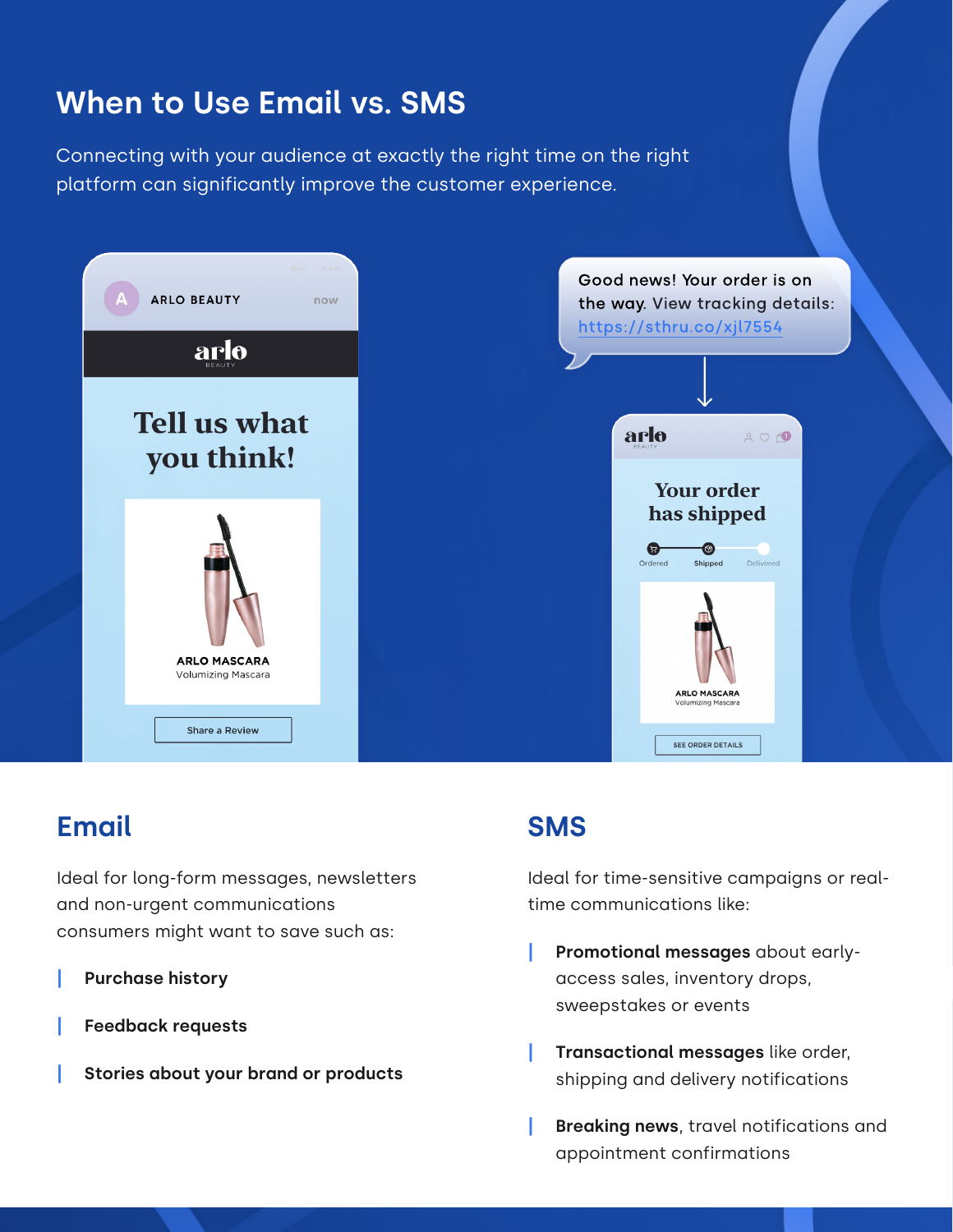# When to Use Email vs. SMS

Connecting with your audience at exactly the right time on the right platform can significantly improve the customer experience.

## Email

Ideal for long-form messages, newsletters and non-urgent communications consumers might want to save such as:

- **Purchase history**
- **Feedback requests**
- **Stories about your brand or products**

## SMS

Ideal for time-sensitive campaigns or real-time communications like:

- **Promotional messages** about early-access sales, inventory drops, sweepstakes or events
- **Transactional messages** like order, shipping and delivery notifications
- **Breaking news**, travel notifications and appointment confirmations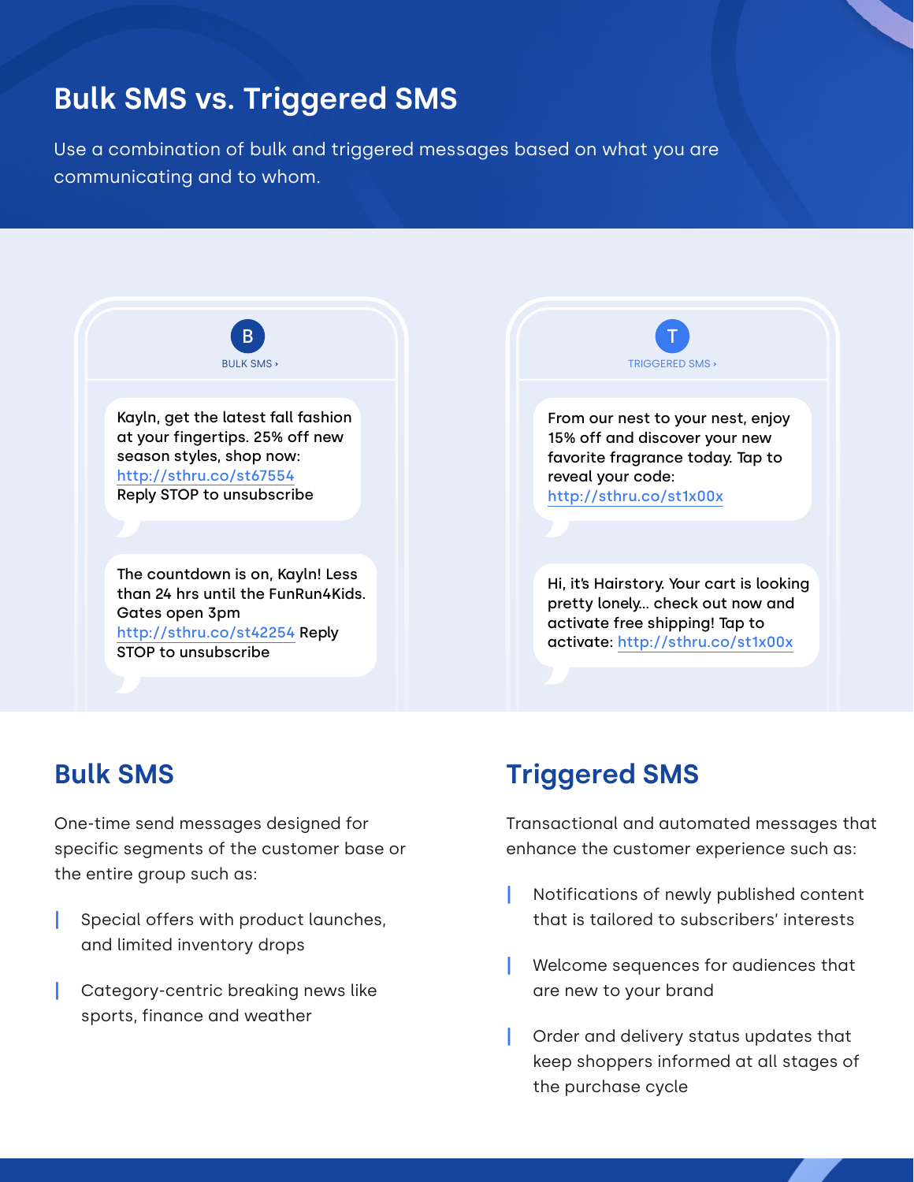# Bulk SMS vs. Triggered SMS

Use a combination of bulk and triggered messages based on what you are communicating and to whom.

B

BULK SMS ›

Kayln, get the latest fall fashion at your fingertips. 25% off new season styles, shop now: http://sthru.co/st67554 Reply STOP to unsubscribe

The countdown is on, Kayln! Less than 24 hrs until the FunRun4Kids. Gates open 3pm http://sthru.co/st42254 Reply STOP to unsubscribe

T

TRIGGERED SMS ›

From our nest to your nest, enjoy 15% off and discover your new favorite fragrance today. Tap to reveal your code: http://sthru.co/st1x00x

Hi, it's Hairstory. Your cart is looking pretty lonely... check out now and activate free shipping! Tap to activate: http://sthru.co/st1x00x

## Bulk SMS

One-time send messages designed for specific segments of the customer base or the entire group such as:

- Special offers with product launches, and limited inventory drops
- Category-centric breaking news like sports, finance and weather

## Triggered SMS

Transactional and automated messages that enhance the customer experience such as:

- Notifications of newly published content that is tailored to subscribers' interests
- Welcome sequences for audiences that are new to your brand
- Order and delivery status updates that keep shoppers informed at all stages of the purchase cycle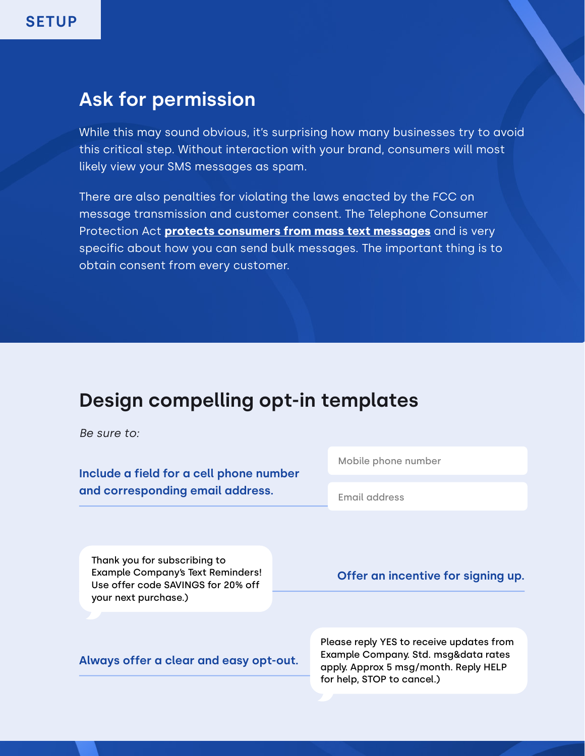SETUP

## Ask for permission

While this may sound obvious, it's surprising how many businesses try to avoid this critical step. Without interaction with your brand, consumers will most likely view your SMS messages as spam.

There are also penalties for violating the laws enacted by the FCC on message transmission and customer consent. The Telephone Consumer Protection Act **protects consumers from mass text messages** and is very specific about how you can send bulk messages. The important thing is to obtain consent from every customer.

## Design compelling opt-in templates

*Be sure to:*

**Include a field for a cell phone number and corresponding email address.**

Mobile phone number

Email address

**Offer an incentive for signing up.**

Thank you for subscribing to Example Company's Text Reminders! Use offer code SAVINGS for 20% off your next purchase.)

**Always offer a clear and easy opt-out.**

Please reply YES to receive updates from Example Company. Std. msg&data rates apply. Approx 5 msg/month. Reply HELP for help, STOP to cancel.)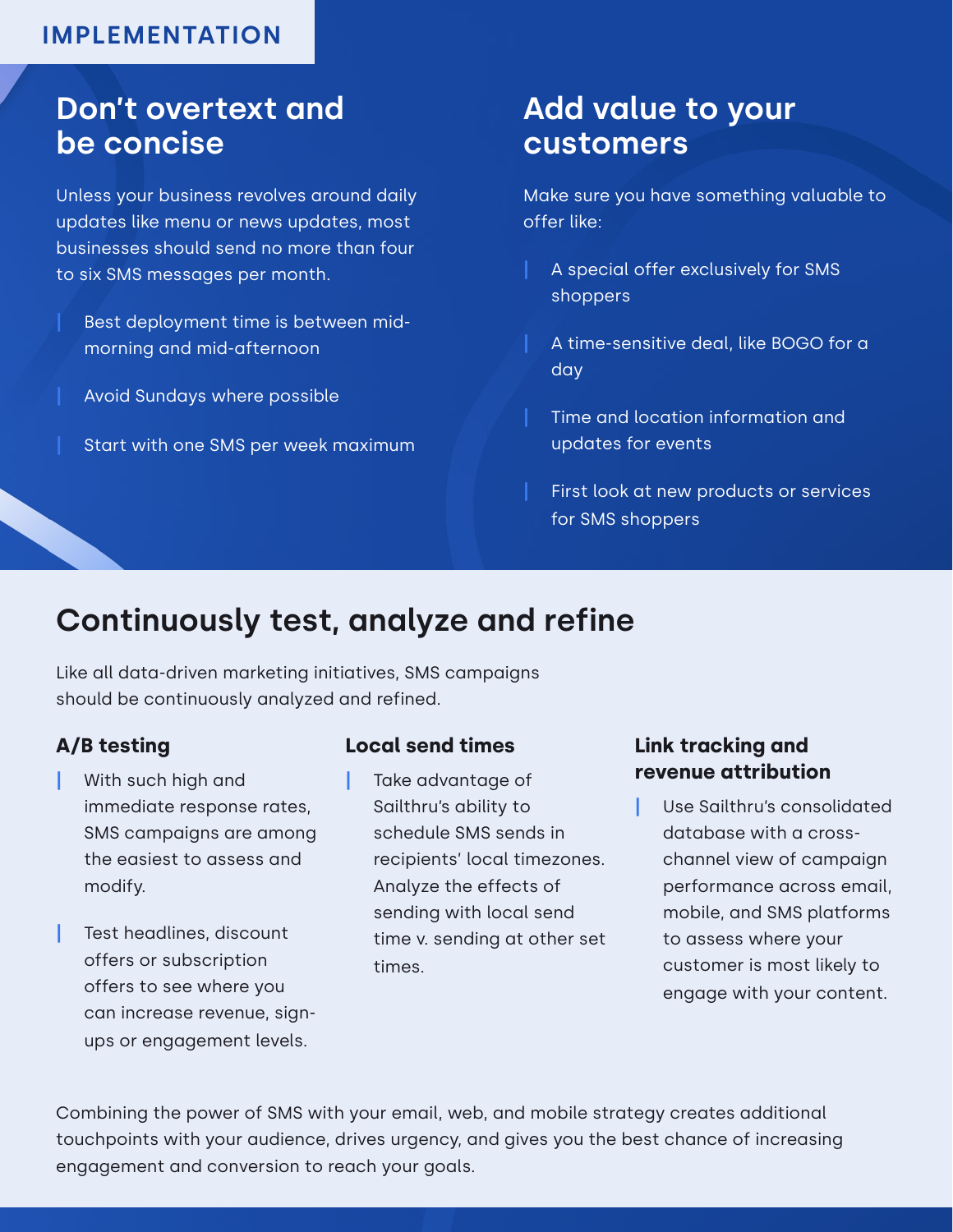IMPLEMENTATION

## Don't overtext and be concise

Unless your business revolves around daily updates like menu or news updates, most businesses should send no more than four to six SMS messages per month.

- Best deployment time is between mid-morning and mid-afternoon
- Avoid Sundays where possible
- Start with one SMS per week maximum

## Add value to your customers

Make sure you have something valuable to offer like:

- A special offer exclusively for SMS shoppers
- A time-sensitive deal, like BOGO for a day
- Time and location information and updates for events
- First look at new products or services for SMS shoppers

## Continuously test, analyze and refine

Like all data-driven marketing initiatives, SMS campaigns should be continuously analyzed and refined.

### A/B testing

- With such high and immediate response rates, SMS campaigns are among the easiest to assess and modify.
- Test headlines, discount offers or subscription offers to see where you can increase revenue, sign-ups or engagement levels.

### Local send times

- Take advantage of Sailthru's ability to schedule SMS sends in recipients' local timezones. Analyze the effects of sending with local send time v. sending at other set times.

### Link tracking and revenue attribution

- Use Sailthru's consolidated database with a cross-channel view of campaign performance across email, mobile, and SMS platforms to assess where your customer is most likely to engage with your content.

Combining the power of SMS with your email, web, and mobile strategy creates additional touchpoints with your audience, drives urgency, and gives you the best chance of increasing engagement and conversion to reach your goals.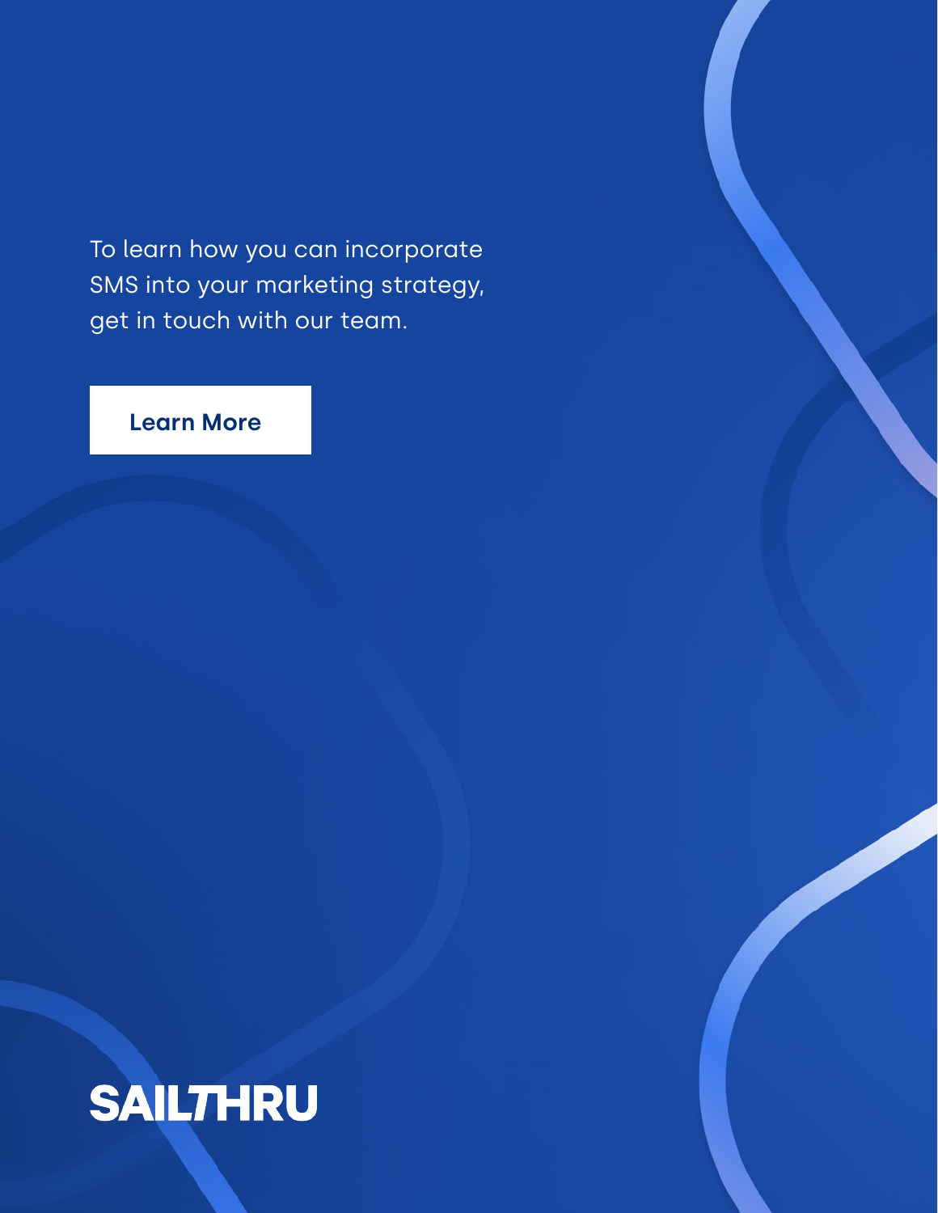To learn how you can incorporate SMS into your marketing strategy, get in touch with our team.

**Learn More**

SAILTHRU